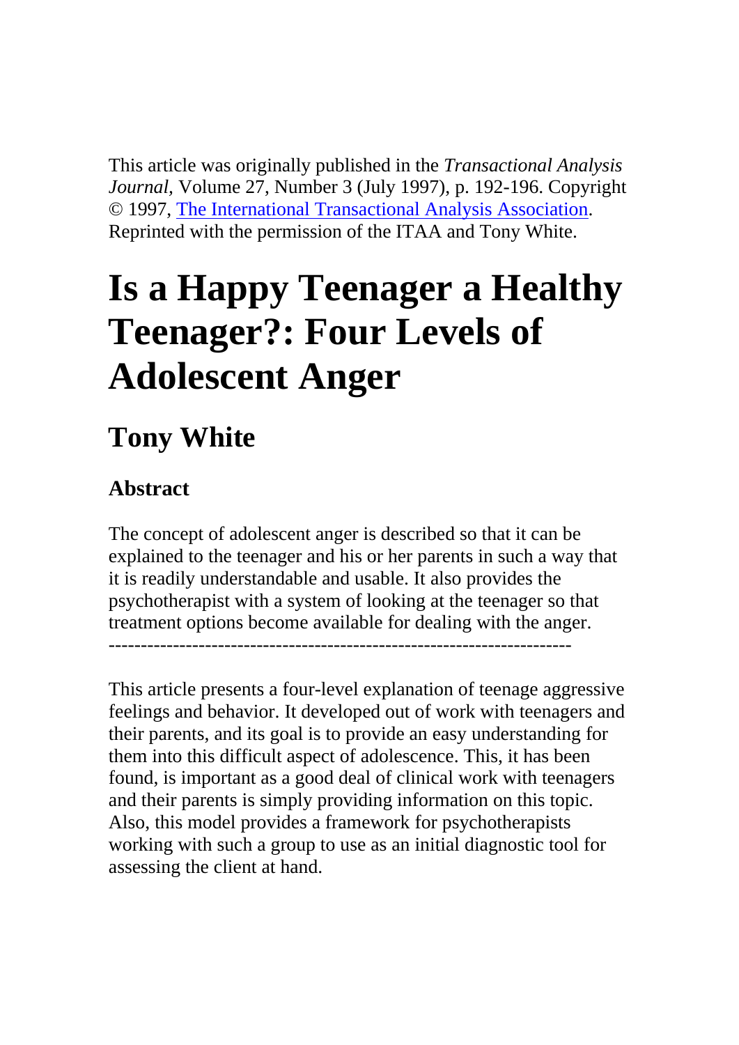This article was originally published in the *Transactional Analysis Journal*, Volume 27, Number 3 (July 1997), p. 192-196. Copyright © 1997, The International Transactional Analysis Association. Reprinted with the permission of the ITAA and Tony White.

# Is a Happy Teenager a Healthy Teenager?: Four Levels of Adolescent Anger

## Tony White

### Abstract

The concept of adolescent anger is described so that it can be explained to the teenager and his or her parents in such a way that it is readily understandable and usable. It also provides the psychotherapist with a system of looking at the teenager so that treatment options become available for dealing with the anger.

---

This article presents a four-level explanation of teenage aggressive feelings and behavior. It developed out of work with teenagers and their parents, and its goal is to provide an easy understanding for them into this difficult aspect of adolescence. This, it has been found, is important as a good deal of clinical work with teenagers and their parents is simply providing information on this topic. Also, this model provides a framework for psychotherapists working with such a group to use as an initial diagnostic tool for assessing the client at hand.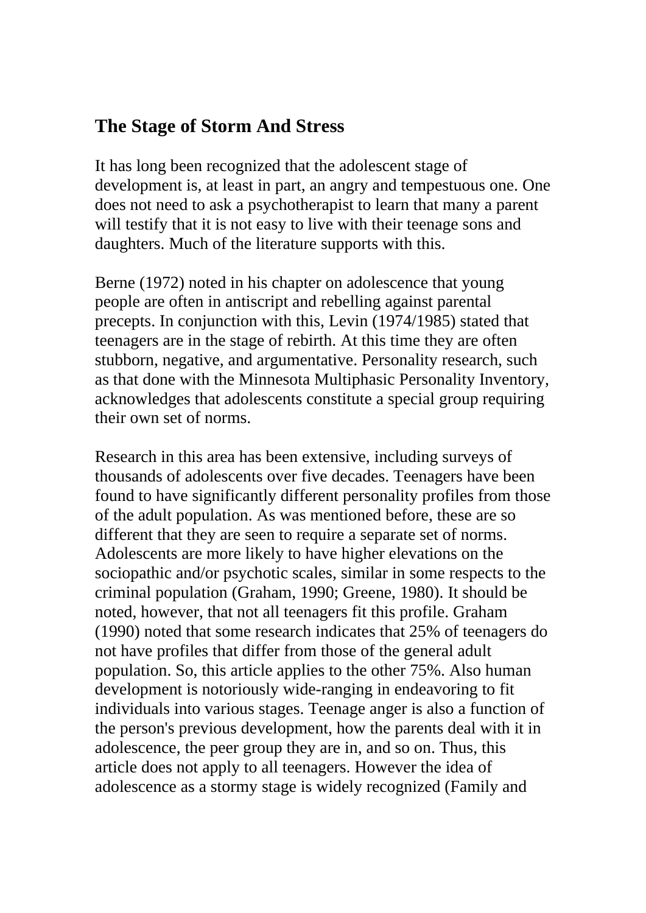## The Stage of Storm And Stress

It has long been recognized that the adolescent stage of development is, at least in part, an angry and tempestuous one. One does not need to ask a psychotherapist to learn that many a parent will testify that it is not easy to live with their teenage sons and daughters. Much of the literature supports with this.

Berne (1972) noted in his chapter on adolescence that young people are often in antiscript and rebelling against parental precepts. In conjunction with this, Levin (1974/1985) stated that teenagers are in the stage of rebirth. At this time they are often stubborn, negative, and argumentative. Personality research, such as that done with the Minnesota Multiphasic Personality Inventory, acknowledges that adolescents constitute a special group requiring their own set of norms.

Research in this area has been extensive, including surveys of thousands of adolescents over five decades. Teenagers have been found to have significantly different personality profiles from those of the adult population. As was mentioned before, these are so different that they are seen to require a separate set of norms. Adolescents are more likely to have higher elevations on the sociopathic and/or psychotic scales, similar in some respects to the criminal population (Graham, 1990; Greene, 1980). It should be noted, however, that not all teenagers fit this profile. Graham (1990) noted that some research indicates that 25% of teenagers do not have profiles that differ from those of the general adult population. So, this article applies to the other 75%. Also human development is notoriously wide-ranging in endeavoring to fit individuals into various stages. Teenage anger is also a function of the person's previous development, how the parents deal with it in adolescence, the peer group they are in, and so on. Thus, this article does not apply to all teenagers. However the idea of adolescence as a stormy stage is widely recognized (Family and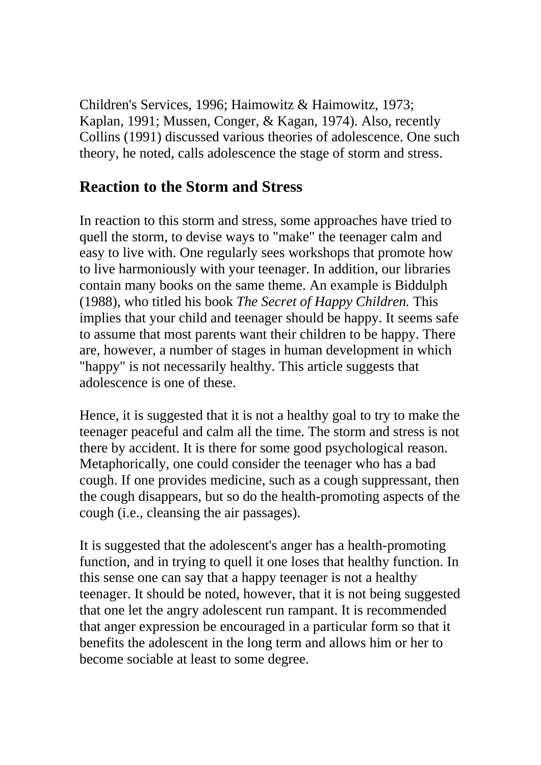Children's Services, 1996; Haimowitz & Haimowitz, 1973; Kaplan, 1991; Mussen, Conger, & Kagan, 1974). Also, recently Collins (1991) discussed various theories of adolescence. One such theory, he noted, calls adolescence the stage of storm and stress.

## Reaction to the Storm and Stress

In reaction to this storm and stress, some approaches have tried to quell the storm, to devise ways to "make" the teenager calm and easy to live with. One regularly sees workshops that promote how to live harmoniously with your teenager. In addition, our libraries contain many books on the same theme. An example is Biddulph (1988), who titled his book *The Secret of Happy Children.* This implies that your child and teenager should be happy. It seems safe to assume that most parents want their children to be happy. There are, however, a number of stages in human development in which "happy" is not necessarily healthy. This article suggests that adolescence is one of these.

Hence, it is suggested that it is not a healthy goal to try to make the teenager peaceful and calm all the time. The storm and stress is not there by accident. It is there for some good psychological reason. Metaphorically, one could consider the teenager who has a bad cough. If one provides medicine, such as a cough suppressant, then the cough disappears, but so do the health-promoting aspects of the cough (i.e., cleansing the air passages).

It is suggested that the adolescent's anger has a health-promoting function, and in trying to quell it one loses that healthy function. In this sense one can say that a happy teenager is not a healthy teenager. It should be noted, however, that it is not being suggested that one let the angry adolescent run rampant. It is recommended that anger expression be encouraged in a particular form so that it benefits the adolescent in the long term and allows him or her to become sociable at least to some degree.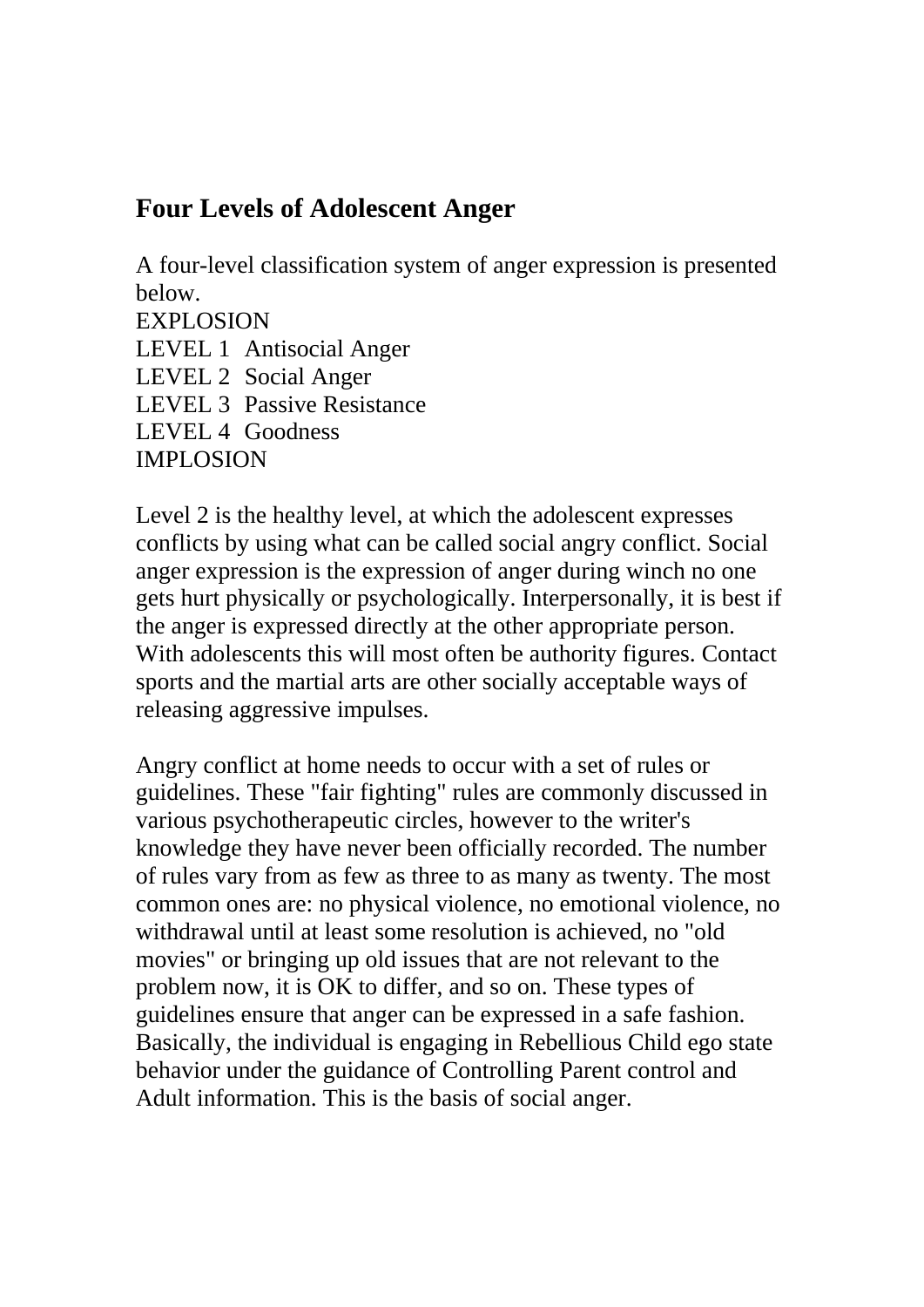## Four Levels of Adolescent Anger

A four-level classification system of anger expression is presented below.

EXPLOSION
LEVEL 1 Antisocial Anger
LEVEL 2 Social Anger
LEVEL 3 Passive Resistance
LEVEL 4 Goodness
IMPLOSION

Level 2 is the healthy level, at which the adolescent expresses conflicts by using what can be called social angry conflict. Social anger expression is the expression of anger during winch no one gets hurt physically or psychologically. Interpersonally, it is best if the anger is expressed directly at the other appropriate person. With adolescents this will most often be authority figures. Contact sports and the martial arts are other socially acceptable ways of releasing aggressive impulses.

Angry conflict at home needs to occur with a set of rules or guidelines. These "fair fighting" rules are commonly discussed in various psychotherapeutic circles, however to the writer's knowledge they have never been officially recorded. The number of rules vary from as few as three to as many as twenty. The most common ones are: no physical violence, no emotional violence, no withdrawal until at least some resolution is achieved, no "old movies" or bringing up old issues that are not relevant to the problem now, it is OK to differ, and so on. These types of guidelines ensure that anger can be expressed in a safe fashion. Basically, the individual is engaging in Rebellious Child ego state behavior under the guidance of Controlling Parent control and Adult information. This is the basis of social anger.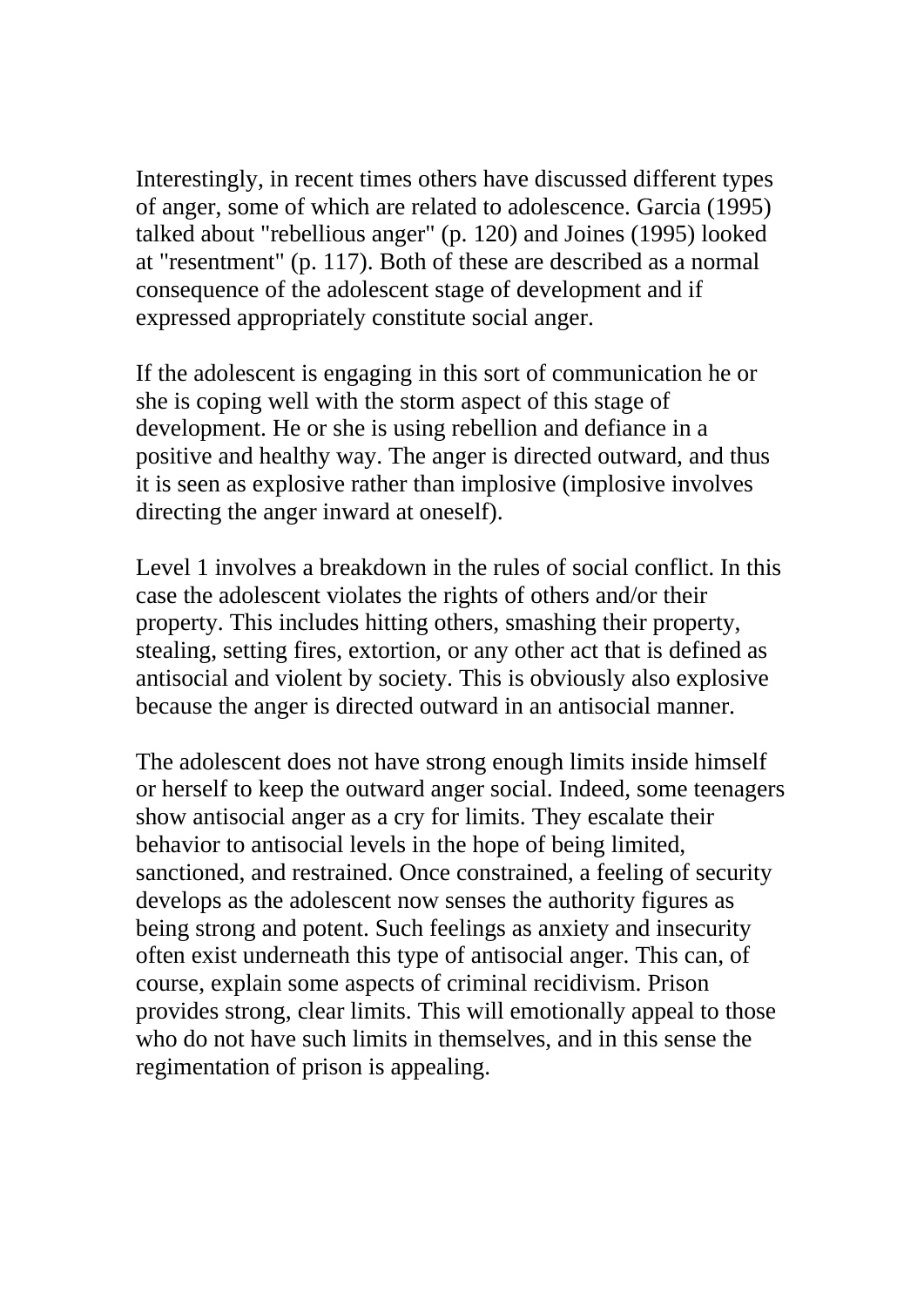Interestingly, in recent times others have discussed different types of anger, some of which are related to adolescence. Garcia (1995) talked about "rebellious anger" (p. 120) and Joines (1995) looked at "resentment" (p. 117). Both of these are described as a normal consequence of the adolescent stage of development and if expressed appropriately constitute social anger.

If the adolescent is engaging in this sort of communication he or she is coping well with the storm aspect of this stage of development. He or she is using rebellion and defiance in a positive and healthy way. The anger is directed outward, and thus it is seen as explosive rather than implosive (implosive involves directing the anger inward at oneself).

Level 1 involves a breakdown in the rules of social conflict. In this case the adolescent violates the rights of others and/or their property. This includes hitting others, smashing their property, stealing, setting fires, extortion, or any other act that is defined as antisocial and violent by society. This is obviously also explosive because the anger is directed outward in an antisocial manner.

The adolescent does not have strong enough limits inside himself or herself to keep the outward anger social. Indeed, some teenagers show antisocial anger as a cry for limits. They escalate their behavior to antisocial levels in the hope of being limited, sanctioned, and restrained. Once constrained, a feeling of security develops as the adolescent now senses the authority figures as being strong and potent. Such feelings as anxiety and insecurity often exist underneath this type of antisocial anger. This can, of course, explain some aspects of criminal recidivism. Prison provides strong, clear limits. This will emotionally appeal to those who do not have such limits in themselves, and in this sense the regimentation of prison is appealing.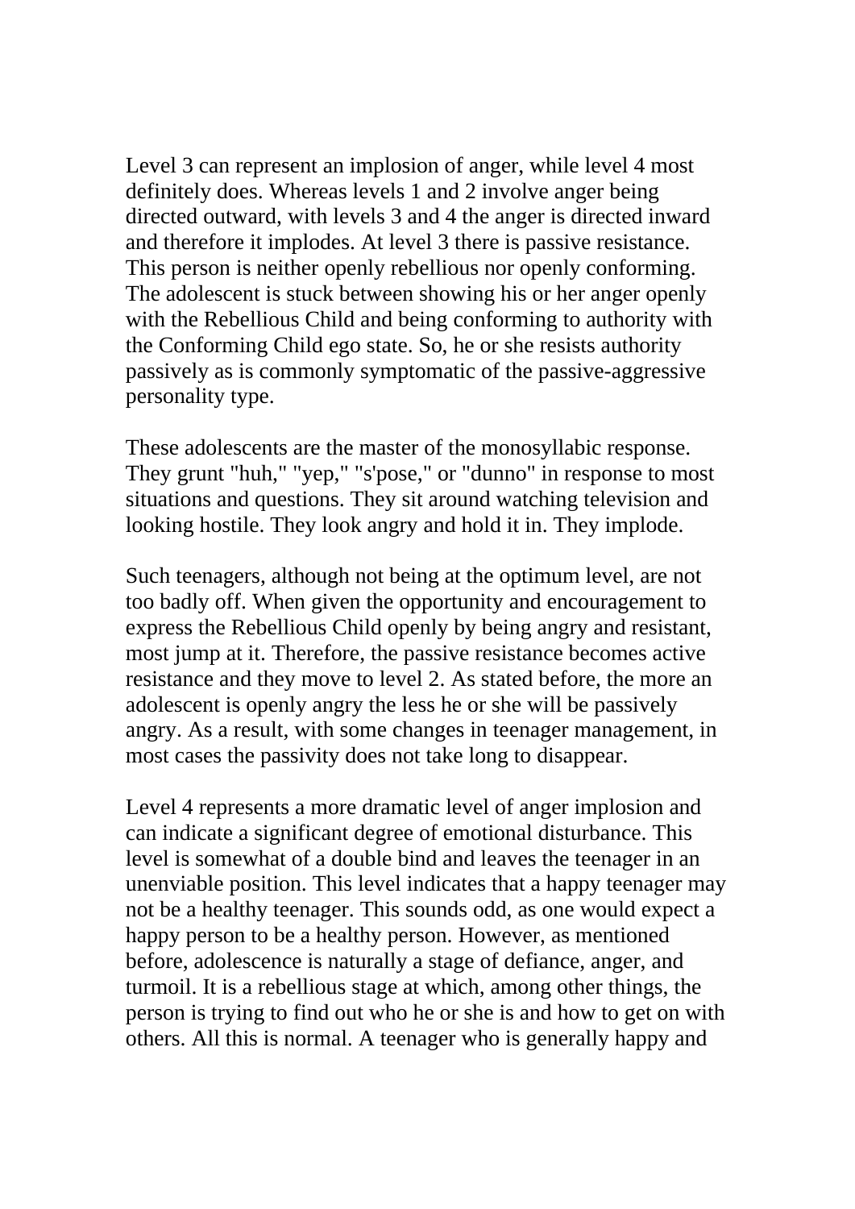Level 3 can represent an implosion of anger, while level 4 most definitely does. Whereas levels 1 and 2 involve anger being directed outward, with levels 3 and 4 the anger is directed inward and therefore it implodes. At level 3 there is passive resistance. This person is neither openly rebellious nor openly conforming. The adolescent is stuck between showing his or her anger openly with the Rebellious Child and being conforming to authority with the Conforming Child ego state. So, he or she resists authority passively as is commonly symptomatic of the passive-aggressive personality type.

These adolescents are the master of the monosyllabic response. They grunt "huh," "yep," "s'pose," or "dunno" in response to most situations and questions. They sit around watching television and looking hostile. They look angry and hold it in. They implode.

Such teenagers, although not being at the optimum level, are not too badly off. When given the opportunity and encouragement to express the Rebellious Child openly by being angry and resistant, most jump at it. Therefore, the passive resistance becomes active resistance and they move to level 2. As stated before, the more an adolescent is openly angry the less he or she will be passively angry. As a result, with some changes in teenager management, in most cases the passivity does not take long to disappear.

Level 4 represents a more dramatic level of anger implosion and can indicate a significant degree of emotional disturbance. This level is somewhat of a double bind and leaves the teenager in an unenviable position. This level indicates that a happy teenager may not be a healthy teenager. This sounds odd, as one would expect a happy person to be a healthy person. However, as mentioned before, adolescence is naturally a stage of defiance, anger, and turmoil. It is a rebellious stage at which, among other things, the person is trying to find out who he or she is and how to get on with others. All this is normal. A teenager who is generally happy and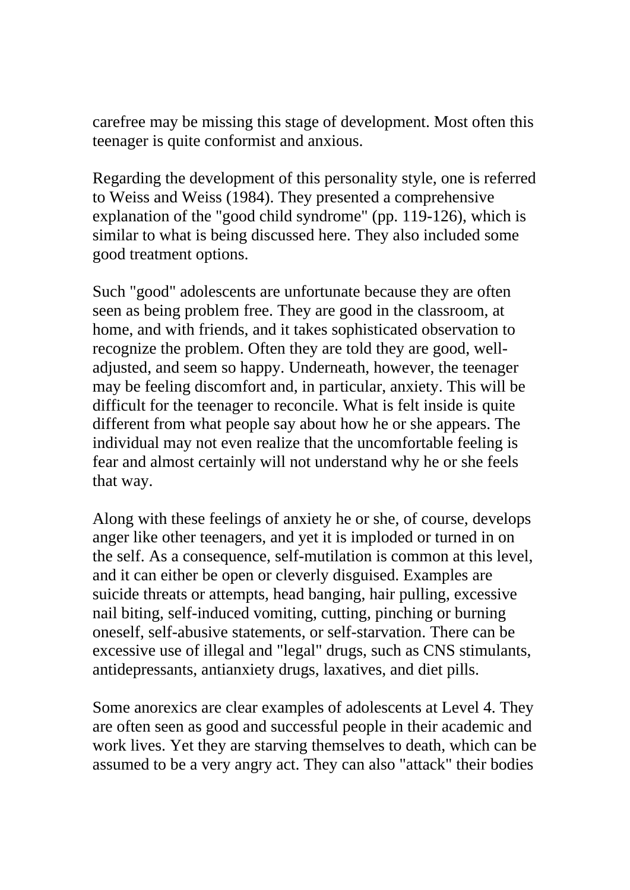carefree may be missing this stage of development. Most often this teenager is quite conformist and anxious.

Regarding the development of this personality style, one is referred to Weiss and Weiss (1984). They presented a comprehensive explanation of the "good child syndrome" (pp. 119-126), which is similar to what is being discussed here. They also included some good treatment options.

Such "good" adolescents are unfortunate because they are often seen as being problem free. They are good in the classroom, at home, and with friends, and it takes sophisticated observation to recognize the problem. Often they are told they are good, well-adjusted, and seem so happy. Underneath, however, the teenager may be feeling discomfort and, in particular, anxiety. This will be difficult for the teenager to reconcile. What is felt inside is quite different from what people say about how he or she appears. The individual may not even realize that the uncomfortable feeling is fear and almost certainly will not understand why he or she feels that way.

Along with these feelings of anxiety he or she, of course, develops anger like other teenagers, and yet it is imploded or turned in on the self. As a consequence, self-mutilation is common at this level, and it can either be open or cleverly disguised. Examples are suicide threats or attempts, head banging, hair pulling, excessive nail biting, self-induced vomiting, cutting, pinching or burning oneself, self-abusive statements, or self-starvation. There can be excessive use of illegal and "legal" drugs, such as CNS stimulants, antidepressants, antianxiety drugs, laxatives, and diet pills.

Some anorexics are clear examples of adolescents at Level 4. They are often seen as good and successful people in their academic and work lives. Yet they are starving themselves to death, which can be assumed to be a very angry act. They can also "attack" their bodies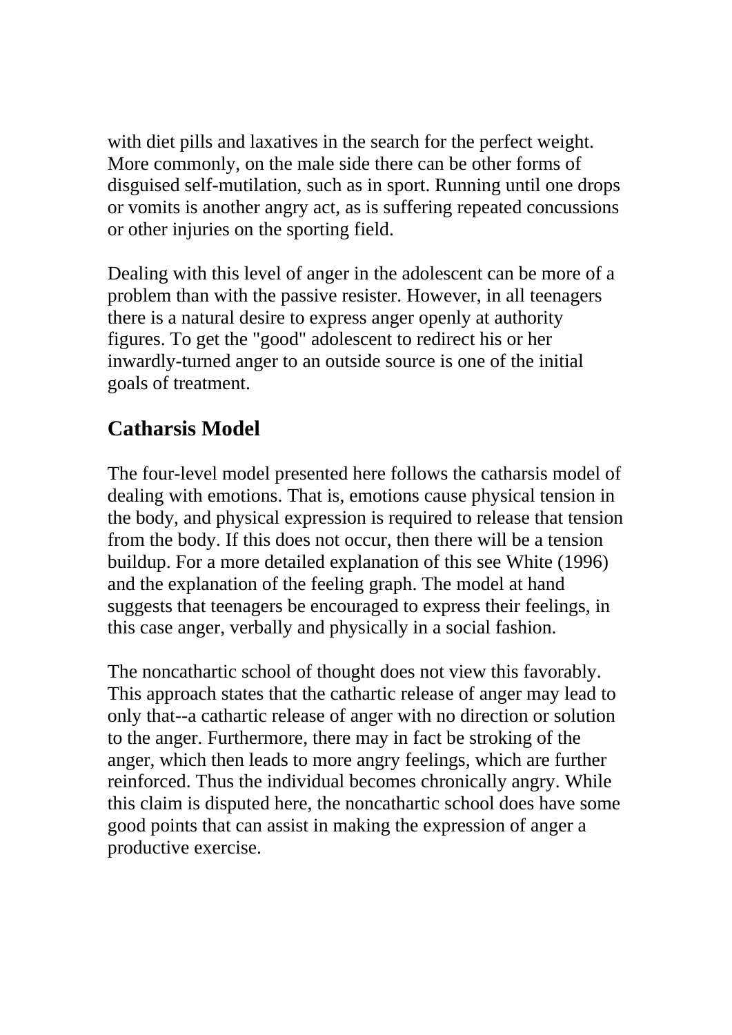with diet pills and laxatives in the search for the perfect weight. More commonly, on the male side there can be other forms of disguised self-mutilation, such as in sport. Running until one drops or vomits is another angry act, as is suffering repeated concussions or other injuries on the sporting field.

Dealing with this level of anger in the adolescent can be more of a problem than with the passive resister. However, in all teenagers there is a natural desire to express anger openly at authority figures. To get the "good" adolescent to redirect his or her inwardly-turned anger to an outside source is one of the initial goals of treatment.

## Catharsis Model

The four-level model presented here follows the catharsis model of dealing with emotions. That is, emotions cause physical tension in the body, and physical expression is required to release that tension from the body. If this does not occur, then there will be a tension buildup. For a more detailed explanation of this see White (1996) and the explanation of the feeling graph. The model at hand suggests that teenagers be encouraged to express their feelings, in this case anger, verbally and physically in a social fashion.

The noncathartic school of thought does not view this favorably. This approach states that the cathartic release of anger may lead to only that--a cathartic release of anger with no direction or solution to the anger. Furthermore, there may in fact be stroking of the anger, which then leads to more angry feelings, which are further reinforced. Thus the individual becomes chronically angry. While this claim is disputed here, the noncathartic school does have some good points that can assist in making the expression of anger a productive exercise.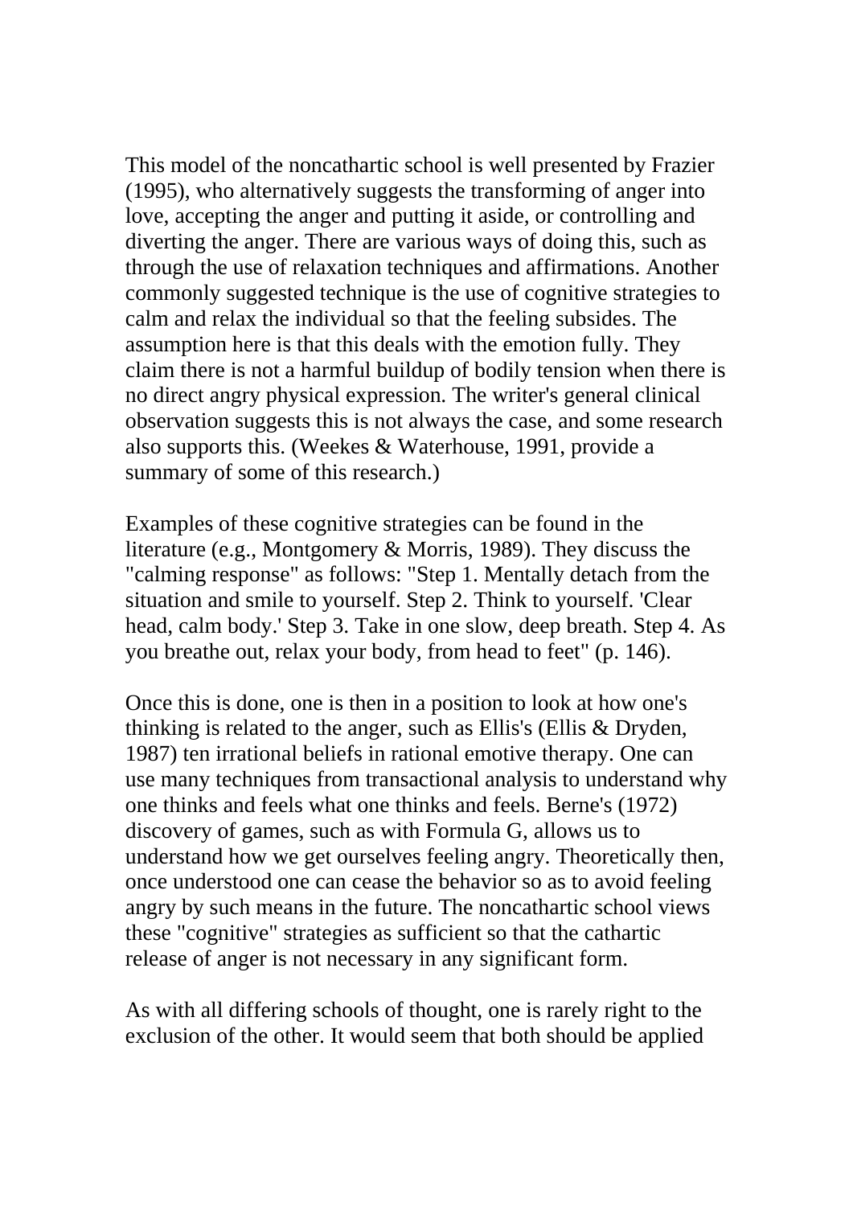This model of the noncathartic school is well presented by Frazier (1995), who alternatively suggests the transforming of anger into love, accepting the anger and putting it aside, or controlling and diverting the anger. There are various ways of doing this, such as through the use of relaxation techniques and affirmations. Another commonly suggested technique is the use of cognitive strategies to calm and relax the individual so that the feeling subsides. The assumption here is that this deals with the emotion fully. They claim there is not a harmful buildup of bodily tension when there is no direct angry physical expression. The writer's general clinical observation suggests this is not always the case, and some research also supports this. (Weekes & Waterhouse, 1991, provide a summary of some of this research.)

Examples of these cognitive strategies can be found in the literature (e.g., Montgomery & Morris, 1989). They discuss the "calming response" as follows: "Step 1. Mentally detach from the situation and smile to yourself. Step 2. Think to yourself. 'Clear head, calm body.' Step 3. Take in one slow, deep breath. Step 4. As you breathe out, relax your body, from head to feet" (p. 146).

Once this is done, one is then in a position to look at how one's thinking is related to the anger, such as Ellis's (Ellis & Dryden, 1987) ten irrational beliefs in rational emotive therapy. One can use many techniques from transactional analysis to understand why one thinks and feels what one thinks and feels. Berne's (1972) discovery of games, such as with Formula G, allows us to understand how we get ourselves feeling angry. Theoretically then, once understood one can cease the behavior so as to avoid feeling angry by such means in the future. The noncathartic school views these "cognitive" strategies as sufficient so that the cathartic release of anger is not necessary in any significant form.

As with all differing schools of thought, one is rarely right to the exclusion of the other. It would seem that both should be applied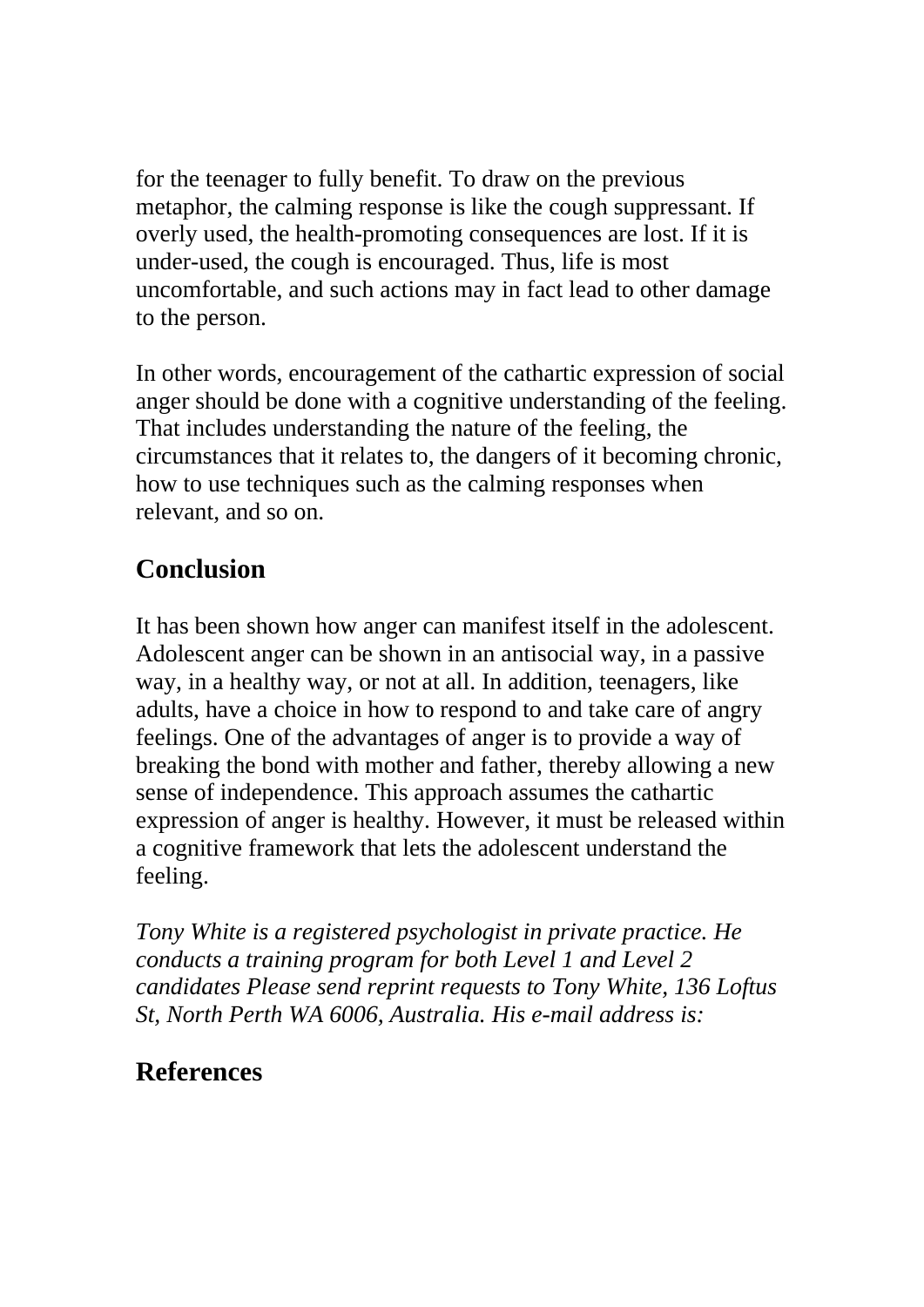for the teenager to fully benefit. To draw on the previous metaphor, the calming response is like the cough suppressant. If overly used, the health-promoting consequences are lost. If it is under-used, the cough is encouraged. Thus, life is most uncomfortable, and such actions may in fact lead to other damage to the person.

In other words, encouragement of the cathartic expression of social anger should be done with a cognitive understanding of the feeling. That includes understanding the nature of the feeling, the circumstances that it relates to, the dangers of it becoming chronic, how to use techniques such as the calming responses when relevant, and so on.

## Conclusion

It has been shown how anger can manifest itself in the adolescent. Adolescent anger can be shown in an antisocial way, in a passive way, in a healthy way, or not at all. In addition, teenagers, like adults, have a choice in how to respond to and take care of angry feelings. One of the advantages of anger is to provide a way of breaking the bond with mother and father, thereby allowing a new sense of independence. This approach assumes the cathartic expression of anger is healthy. However, it must be released within a cognitive framework that lets the adolescent understand the feeling.

*Tony White is a registered psychologist in private practice. He conducts a training program for both Level 1 and Level 2 candidates Please send reprint requests to Tony White, 136 Loftus St, North Perth WA 6006, Australia. His e-mail address is:*

## References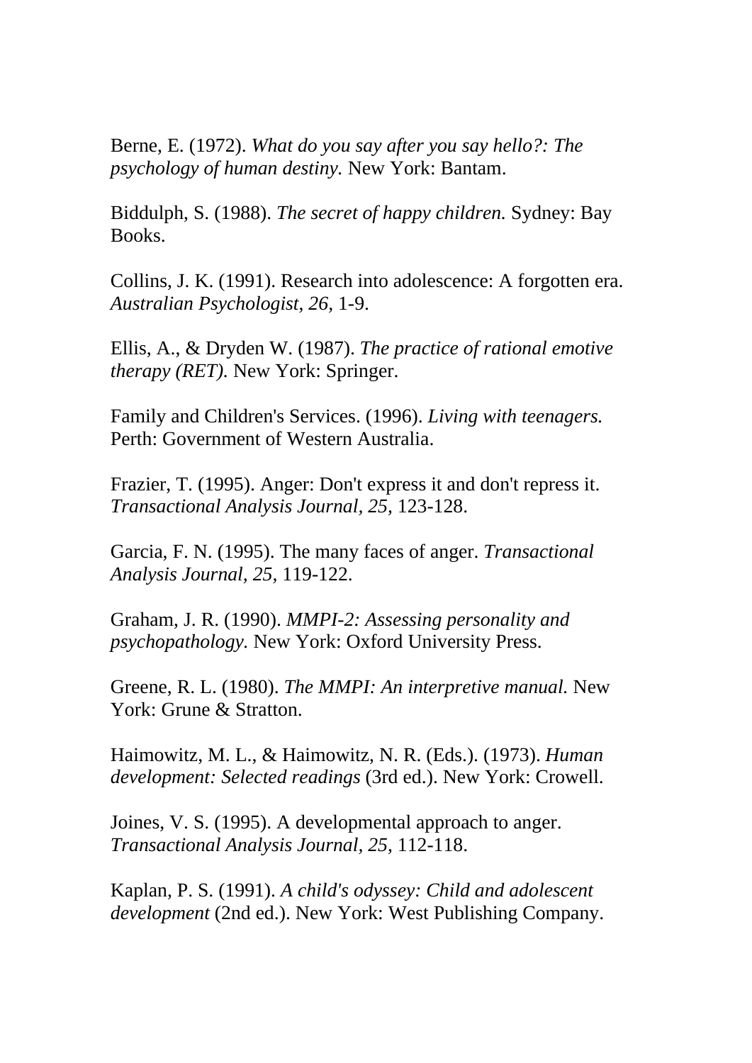Berne, E. (1972). *What do you say after you say hello?: The psychology of human destiny.* New York: Bantam.

Biddulph, S. (1988). *The secret of happy children.* Sydney: Bay Books.

Collins, J. K. (1991). Research into adolescence: A forgotten era. *Australian Psychologist, 26,* 1-9.

Ellis, A., & Dryden W. (1987). *The practice of rational emotive therapy (RET).* New York: Springer.

Family and Children's Services. (1996). *Living with teenagers.* Perth: Government of Western Australia.

Frazier, T. (1995). Anger: Don't express it and don't repress it. *Transactional Analysis Journal, 25,* 123-128.

Garcia, F. N. (1995). The many faces of anger. *Transactional Analysis Journal, 25,* 119-122.

Graham, J. R. (1990). *MMPI-2: Assessing personality and psychopathology.* New York: Oxford University Press.

Greene, R. L. (1980). *The MMPI: An interpretive manual.* New York: Grune & Stratton.

Haimowitz, M. L., & Haimowitz, N. R. (Eds.). (1973). *Human development: Selected readings* (3rd ed.). New York: Crowell.

Joines, V. S. (1995). A developmental approach to anger. *Transactional Analysis Journal, 25,* 112-118.

Kaplan, P. S. (1991). *A child's odyssey: Child and adolescent development* (2nd ed.). New York: West Publishing Company.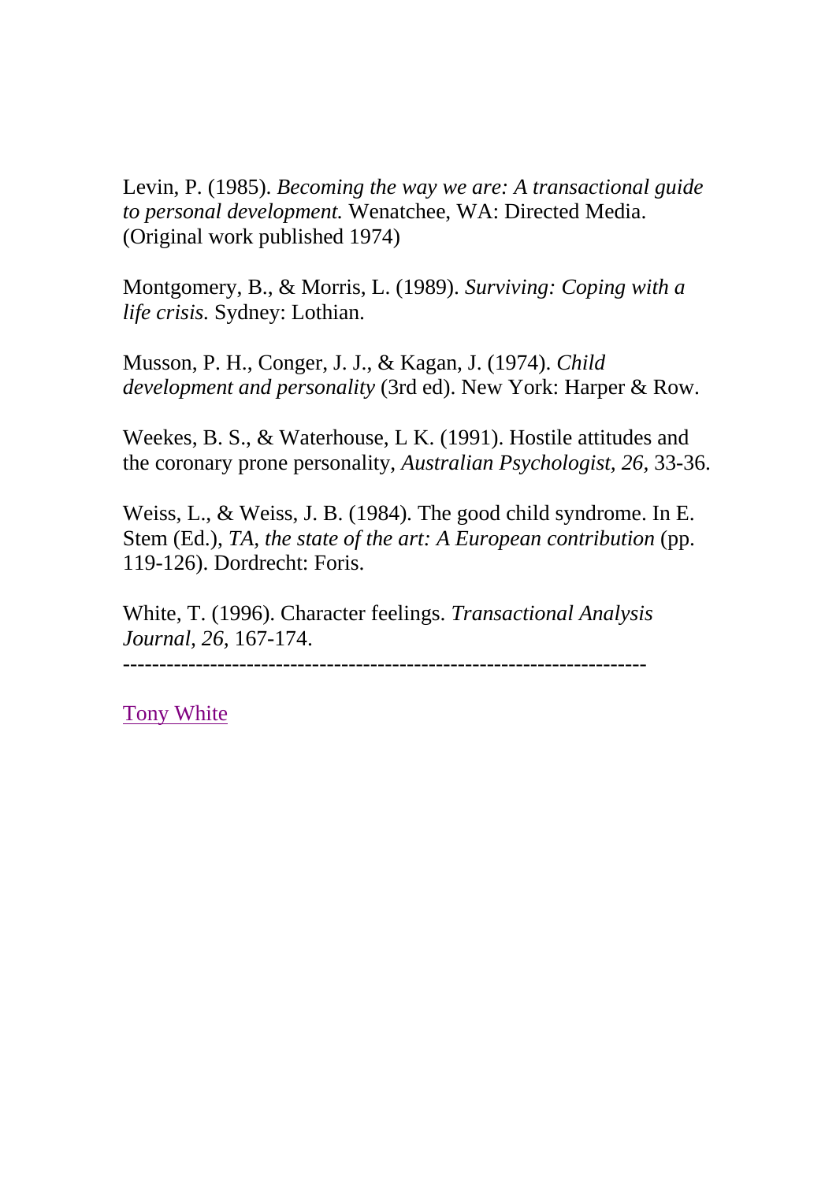Levin, P. (1985). *Becoming the way we are: A transactional guide to personal development.* Wenatchee, WA: Directed Media. (Original work published 1974)

Montgomery, B., & Morris, L. (1989). *Surviving: Coping with a life crisis.* Sydney: Lothian.

Musson, P. H., Conger, J. J., & Kagan, J. (1974). *Child development and personality* (3rd ed). New York: Harper & Row.

Weekes, B. S., & Waterhouse, L K. (1991). Hostile attitudes and the coronary prone personality, *Australian Psychologist, 26,* 33-36.

Weiss, L., & Weiss, J. B. (1984). The good child syndrome. In E. Stem (Ed.), *TA, the state of the art: A European contribution* (pp. 119-126). Dordrecht: Foris.

White, T. (1996). Character feelings. *Transactional Analysis Journal, 26,* 167-174.

---------------------------------------------------------------------

Tony White